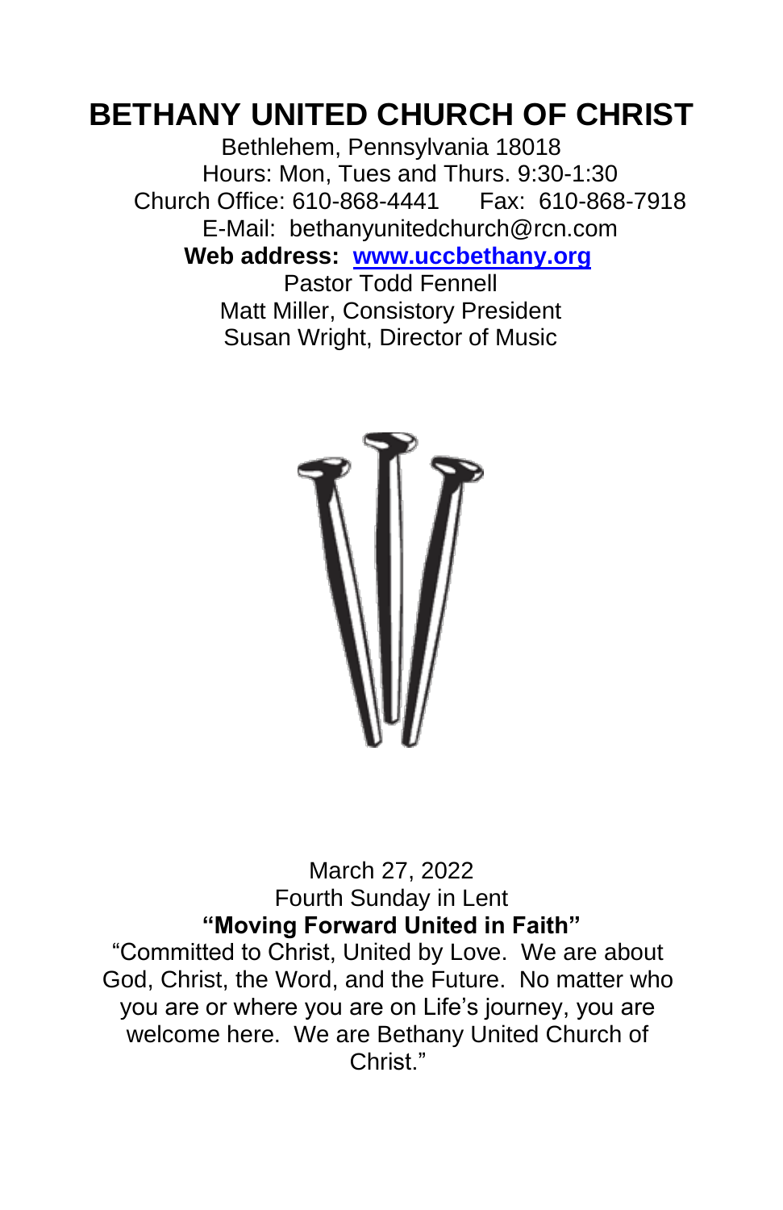# BETHANY UNITED CHURCH OF CHRIST

Bethlehem, Pennsylvania 18018
Hours: Mon, Tues and Thurs. 9:30-1:30
Church Office: 610-868-4441 Fax: 610-868-7918
E-Mail: bethanyunitedchurch@rcn.com
**Web address: [www.uccbethany.org](http://www.uccbethany.org)**
Pastor Todd Fennell
Matt Miller, Consistory President
Susan Wright, Director of Music

March 27, 2022
Fourth Sunday in Lent
**"Moving Forward United in Faith"**
"Committed to Christ, United by Love. We are about God, Christ, the Word, and the Future. No matter who you are or where you are on Life's journey, you are welcome here. We are Bethany United Church of Christ."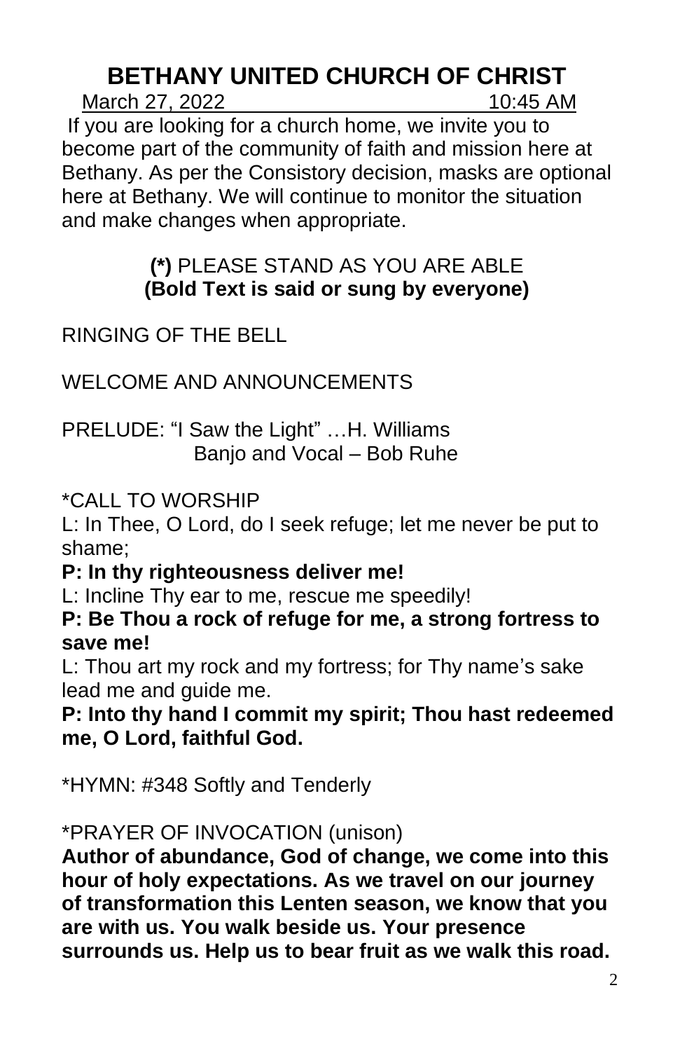# BETHANY UNITED CHURCH OF CHRIST

March 27, 2022 10:45 AM

If you are looking for a church home, we invite you to become part of the community of faith and mission here at Bethany. As per the Consistory decision, masks are optional here at Bethany. We will continue to monitor the situation and make changes when appropriate.

**(*)** PLEASE STAND AS YOU ARE ABLE
**(Bold Text is said or sung by everyone)**

RINGING OF THE BELL

WELCOME AND ANNOUNCEMENTS

PRELUDE: "I Saw the Light" …H. Williams
Banjo and Vocal – Bob Ruhe

*CALL TO WORSHIP

L: In Thee, O Lord, do I seek refuge; let me never be put to shame;

**P: In thy righteousness deliver me!**

L: Incline Thy ear to me, rescue me speedily!

**P: Be Thou a rock of refuge for me, a strong fortress to save me!**

L: Thou art my rock and my fortress; for Thy name's sake lead me and guide me.

**P: Into thy hand I commit my spirit; Thou hast redeemed me, O Lord, faithful God.**

*HYMN: #348 Softly and Tenderly

*PRAYER OF INVOCATION (unison)

**Author of abundance, God of change, we come into this hour of holy expectations. As we travel on our journey of transformation this Lenten season, we know that you are with us. You walk beside us. Your presence surrounds us. Help us to bear fruit as we walk this road.**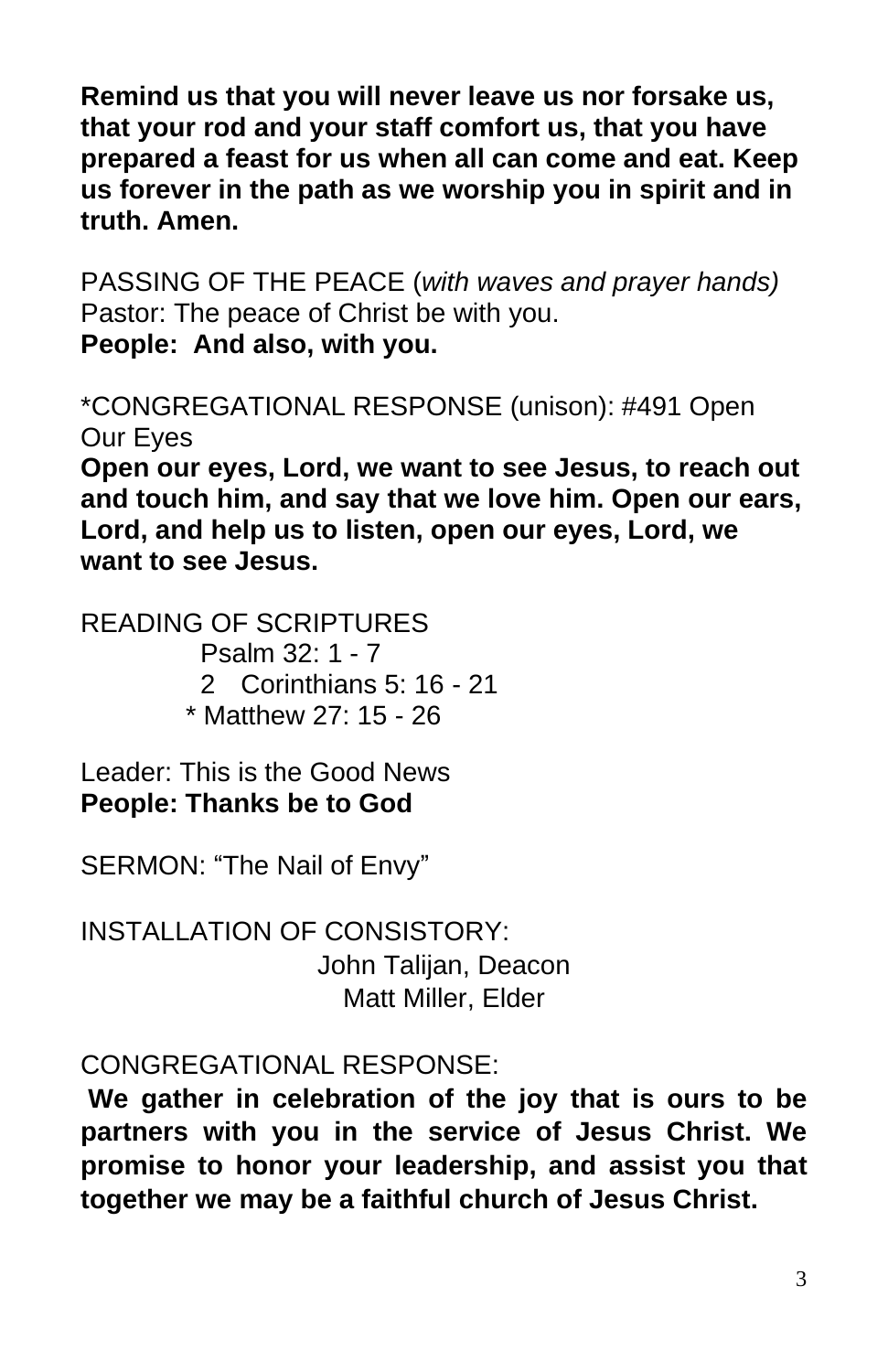**Remind us that you will never leave us nor forsake us, that your rod and your staff comfort us, that you have prepared a feast for us when all can come and eat. Keep us forever in the path as we worship you in spirit and in truth. Amen.**

PASSING OF THE PEACE (*with waves and prayer hands)*
Pastor: The peace of Christ be with you.
**People: And also, with you.**

*CONGREGATIONAL RESPONSE (unison): #491 Open Our Eyes
**Open our eyes, Lord, we want to see Jesus, to reach out and touch him, and say that we love him. Open our ears, Lord, and help us to listen, open our eyes, Lord, we want to see Jesus.**

READING OF SCRIPTURES
Psalm 32: 1 - 7
2 Corinthians 5: 16 - 21
* Matthew 27: 15 - 26

Leader: This is the Good News
**People: Thanks be to God**

SERMON: "The Nail of Envy"

INSTALLATION OF CONSISTORY:
John Talijan, Deacon
Matt Miller, Elder

CONGREGATIONAL RESPONSE:
**We gather in celebration of the joy that is ours to be partners with you in the service of Jesus Christ. We promise to honor your leadership, and assist you that together we may be a faithful church of Jesus Christ.**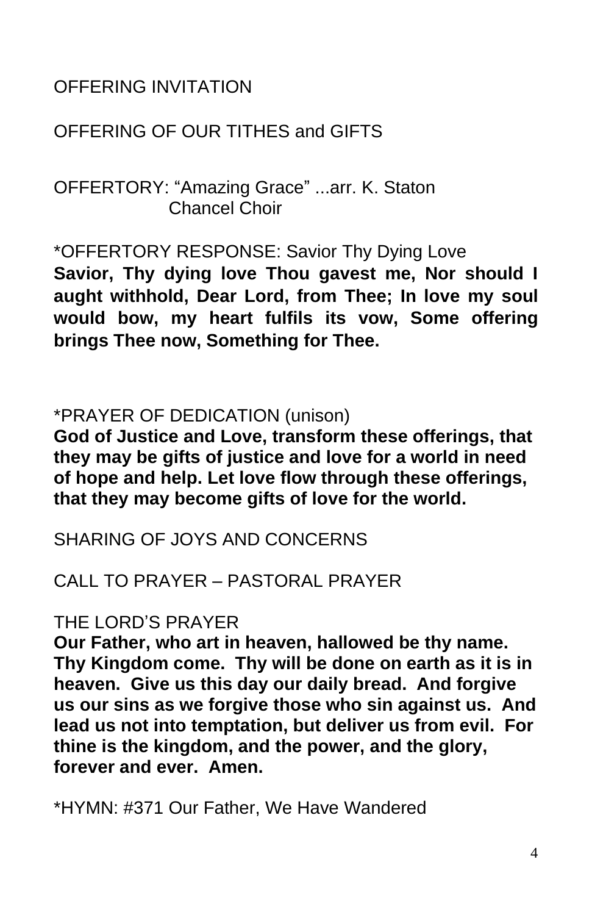OFFERING INVITATION

OFFERING OF OUR TITHES and GIFTS

OFFERTORY: “Amazing Grace” ...arr. K. Staton
Chancel Choir

*OFFERTORY RESPONSE: Savior Thy Dying Love
**Savior, Thy dying love Thou gavest me, Nor should I aught withhold, Dear Lord, from Thee; In love my soul would bow, my heart fulfils its vow, Some offering brings Thee now, Something for Thee.**

*PRAYER OF DEDICATION (unison)
**God of Justice and Love, transform these offerings, that they may be gifts of justice and love for a world in need of hope and help. Let love flow through these offerings, that they may become gifts of love for the world.**

SHARING OF JOYS AND CONCERNS

CALL TO PRAYER – PASTORAL PRAYER

THE LORD’S PRAYER
**Our Father, who art in heaven, hallowed be thy name. Thy Kingdom come. Thy will be done on earth as it is in heaven. Give us this day our daily bread. And forgive us our sins as we forgive those who sin against us. And lead us not into temptation, but deliver us from evil. For thine is the kingdom, and the power, and the glory, forever and ever. Amen.**

*HYMN: #371 Our Father, We Have Wandered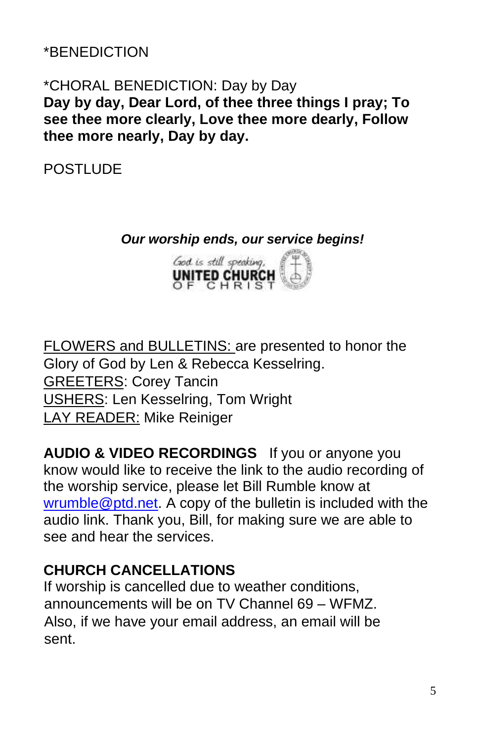*BENEDICTION

*CHORAL BENEDICTION: Day by Day
**Day by day, Dear Lord, of thee three things I pray; To see thee more clearly, Love thee more dearly, Follow thee more nearly, Day by day.**

POSTLUDE

***Our worship ends, our service begins!***

God is still speaking,
UNITED CHURCH OF CHRIST

FLOWERS and BULLETINS: are presented to honor the Glory of God by Len & Rebecca Kesselring.
GREETERS: Corey Tancin
USHERS: Len Kesselring, Tom Wright
LAY READER: Mike Reiniger

**AUDIO & VIDEO RECORDINGS** If you or anyone you know would like to receive the link to the audio recording of the worship service, please let Bill Rumble know at wrumble@ptd.net. A copy of the bulletin is included with the audio link. Thank you, Bill, for making sure we are able to see and hear the services.

**CHURCH CANCELLATIONS**
If worship is cancelled due to weather conditions, announcements will be on TV Channel 69 – WFMZ. Also, if we have your email address, an email will be sent.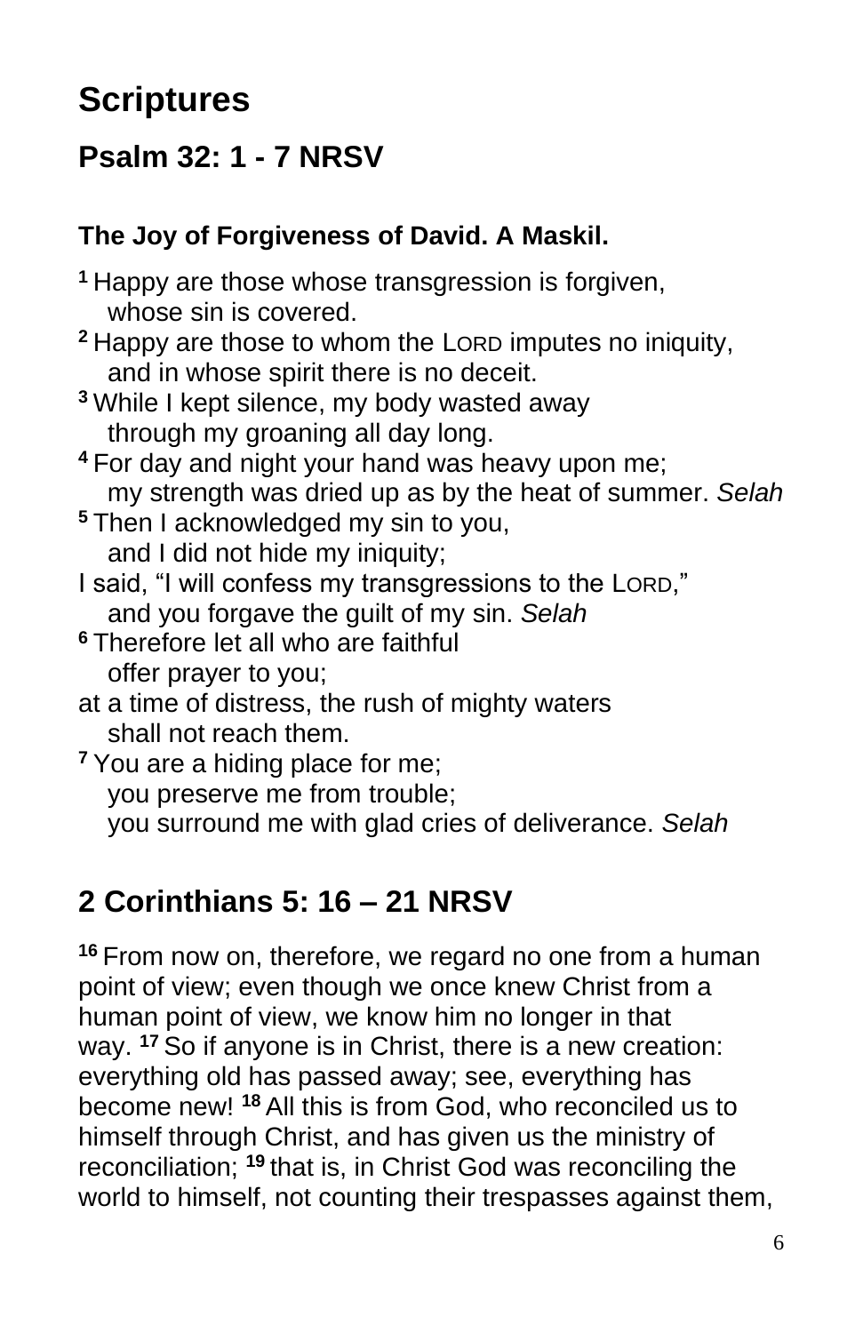# Scriptures

## Psalm 32: 1 - 7 NRSV

### The Joy of Forgiveness of David. A Maskil.

[1] Happy are those whose transgression is forgiven,
  whose sin is covered.
[2] Happy are those to whom the LORD imputes no iniquity,
  and in whose spirit there is no deceit.
[3] While I kept silence, my body wasted away
  through my groaning all day long.
[4] For day and night your hand was heavy upon me;
  my strength was dried up as by the heat of summer. *Selah*
[5] Then I acknowledged my sin to you,
  and I did not hide my iniquity;
I said, "I will confess my transgressions to the LORD,"
  and you forgave the guilt of my sin. *Selah*
[6] Therefore let all who are faithful
  offer prayer to you;
at a time of distress, the rush of mighty waters
  shall not reach them.
[7] You are a hiding place for me;
  you preserve me from trouble;
  you surround me with glad cries of deliverance. *Selah*

## 2 Corinthians 5: 16 – 21 NRSV

[16] From now on, therefore, we regard no one from a human point of view; even though we once knew Christ from a human point of view, we know him no longer in that way. [17] So if anyone is in Christ, there is a new creation: everything old has passed away; see, everything has become new! [18] All this is from God, who reconciled us to himself through Christ, and has given us the ministry of reconciliation; [19] that is, in Christ God was reconciling the world to himself, not counting their trespasses against them,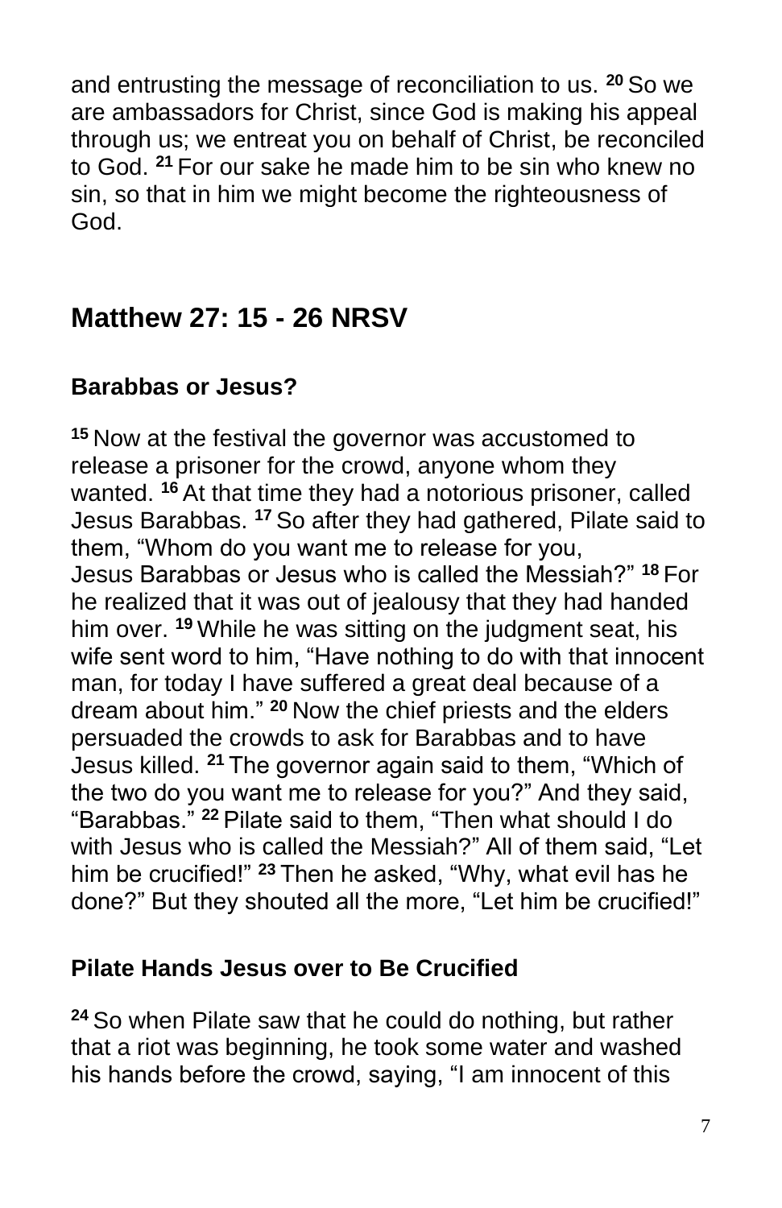and entrusting the message of reconciliation to us. [20] So we are ambassadors for Christ, since God is making his appeal through us; we entreat you on behalf of Christ, be reconciled to God. [21] For our sake he made him to be sin who knew no sin, so that in him we might become the righteousness of God.

## Matthew 27: 15 - 26 NRSV

### Barabbas or Jesus?

[15] Now at the festival the governor was accustomed to release a prisoner for the crowd, anyone whom they wanted. [16] At that time they had a notorious prisoner, called Jesus Barabbas. [17] So after they had gathered, Pilate said to them, "Whom do you want me to release for you, Jesus Barabbas or Jesus who is called the Messiah?" [18] For he realized that it was out of jealousy that they had handed him over. [19] While he was sitting on the judgment seat, his wife sent word to him, "Have nothing to do with that innocent man, for today I have suffered a great deal because of a dream about him." [20] Now the chief priests and the elders persuaded the crowds to ask for Barabbas and to have Jesus killed. [21] The governor again said to them, "Which of the two do you want me to release for you?" And they said, "Barabbas." [22] Pilate said to them, "Then what should I do with Jesus who is called the Messiah?" All of them said, "Let him be crucified!" [23] Then he asked, "Why, what evil has he done?" But they shouted all the more, "Let him be crucified!"

### Pilate Hands Jesus over to Be Crucified

[24] So when Pilate saw that he could do nothing, but rather that a riot was beginning, he took some water and washed his hands before the crowd, saying, "I am innocent of this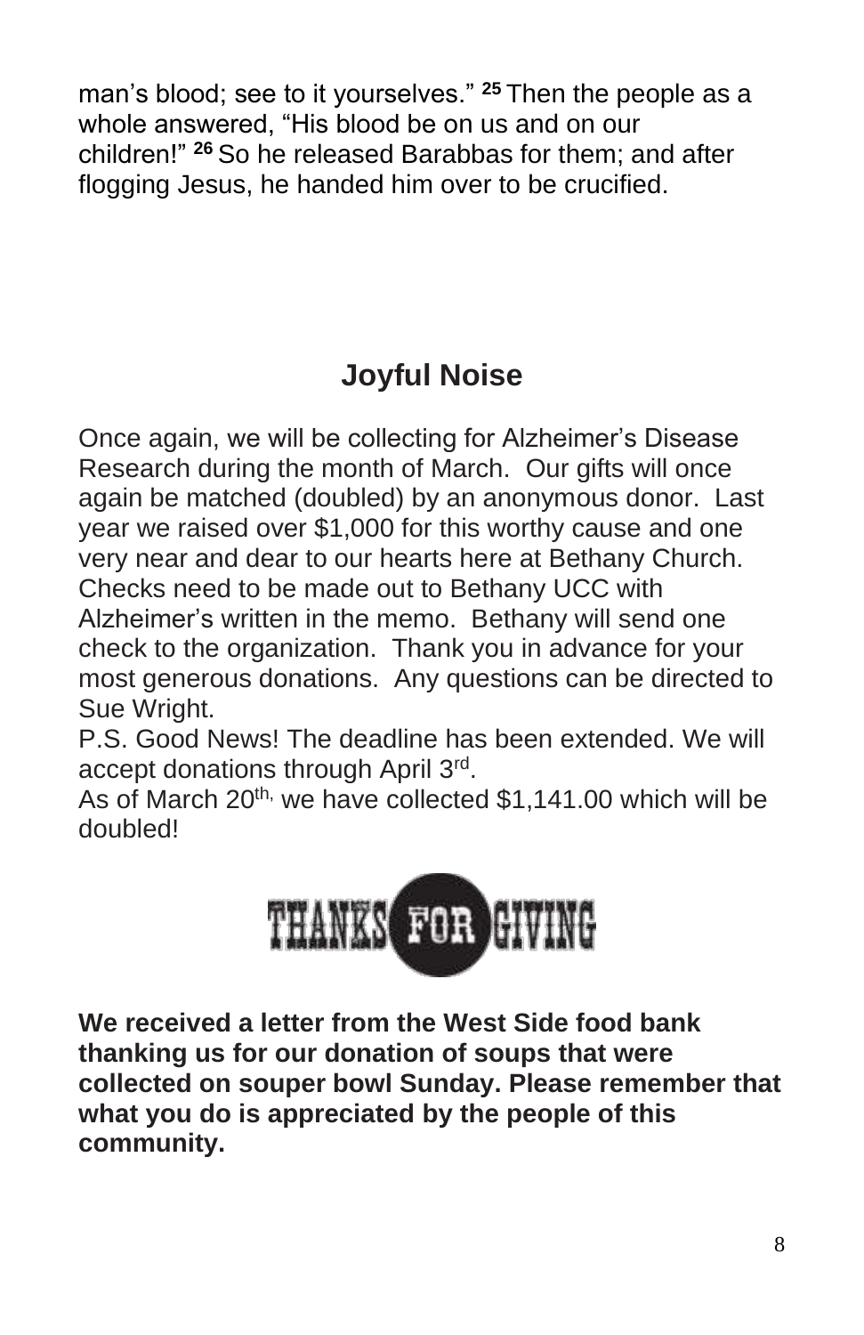man's blood; see to it yourselves." [25] Then the people as a whole answered, "His blood be on us and on our children!" [26] So he released Barabbas for them; and after flogging Jesus, he handed him over to be crucified.

## Joyful Noise

Once again, we will be collecting for Alzheimer's Disease Research during the month of March. Our gifts will once again be matched (doubled) by an anonymous donor. Last year we raised over $1,000 for this worthy cause and one very near and dear to our hearts here at Bethany Church. Checks need to be made out to Bethany UCC with Alzheimer's written in the memo. Bethany will send one check to the organization. Thank you in advance for your most generous donations. Any questions can be directed to Sue Wright.

P.S. Good News! The deadline has been extended. We will accept donations through April 3rd.

As of March 20th, we have collected $1,141.00 which will be doubled!

THANKS FOR GIVING

**We received a letter from the West Side food bank thanking us for our donation of soups that were collected on souper bowl Sunday. Please remember that what you do is appreciated by the people of this community.**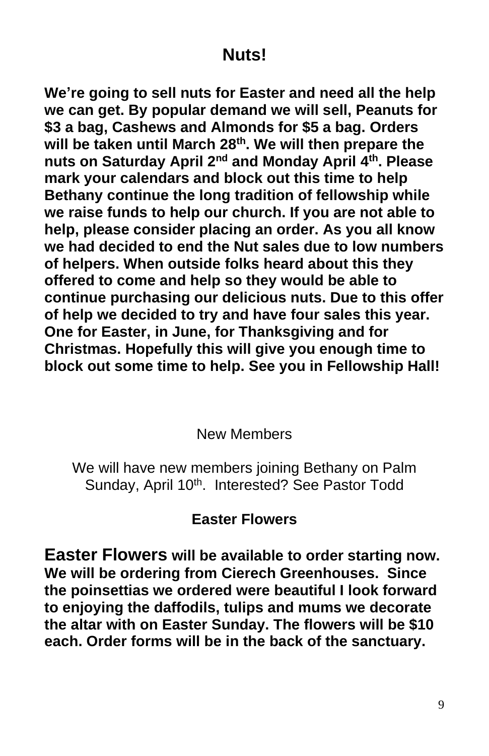## Nuts!

**We're going to sell nuts for Easter and need all the help we can get. By popular demand we will sell, Peanuts for $3 a bag, Cashews and Almonds for $5 a bag. Orders will be taken until March 28th. We will then prepare the nuts on Saturday April 2nd and Monday April 4th. Please mark your calendars and block out this time to help Bethany continue the long tradition of fellowship while we raise funds to help our church. If you are not able to help, please consider placing an order. As you all know we had decided to end the Nut sales due to low numbers of helpers. When outside folks heard about this they offered to come and help so they would be able to continue purchasing our delicious nuts. Due to this offer of help we decided to try and have four sales this year. One for Easter, in June, for Thanksgiving and for Christmas. Hopefully this will give you enough time to block out some time to help. See you in Fellowship Hall!**

New Members

We will have new members joining Bethany on Palm Sunday, April 10th. Interested? See Pastor Todd

## Easter Flowers

**Easter Flowers will be available to order starting now. We will be ordering from Cierech Greenhouses. Since the poinsettias we ordered were beautiful I look forward to enjoying the daffodils, tulips and mums we decorate the altar with on Easter Sunday. The flowers will be $10 each. Order forms will be in the back of the sanctuary.**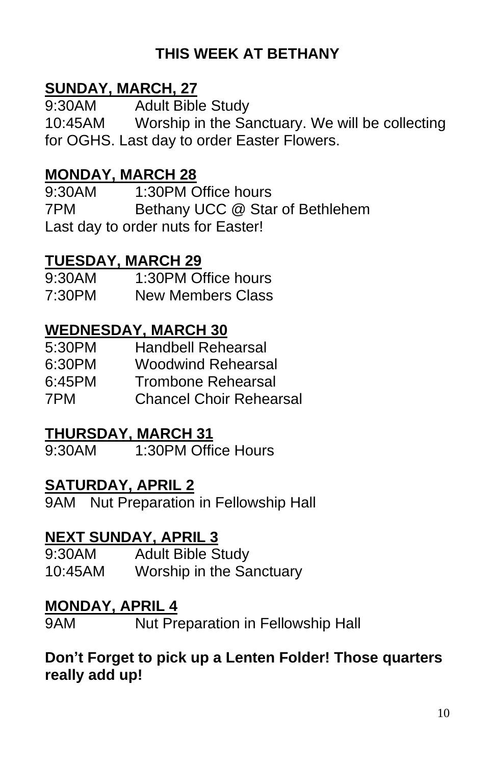**THIS WEEK AT BETHANY**

**SUNDAY, MARCH, 27**

9:30AM Adult Bible Study

10:45AM Worship in the Sanctuary. We will be collecting for OGHS. Last day to order Easter Flowers.

**MONDAY, MARCH 28**

9:30AM 1:30PM Office hours

7PM Bethany UCC @ Star of Bethlehem

Last day to order nuts for Easter!

**TUESDAY, MARCH 29**

9:30AM 1:30PM Office hours

7:30PM New Members Class

**WEDNESDAY, MARCH 30**

5:30PM Handbell Rehearsal

6:30PM Woodwind Rehearsal

6:45PM Trombone Rehearsal

7PM Chancel Choir Rehearsal

**THURSDAY, MARCH 31**

9:30AM 1:30PM Office Hours

**SATURDAY, APRIL 2**

9AM Nut Preparation in Fellowship Hall

**NEXT SUNDAY, APRIL 3**

9:30AM Adult Bible Study

10:45AM Worship in the Sanctuary

**MONDAY, APRIL 4**

9AM Nut Preparation in Fellowship Hall

**Don't Forget to pick up a Lenten Folder! Those quarters really add up!**